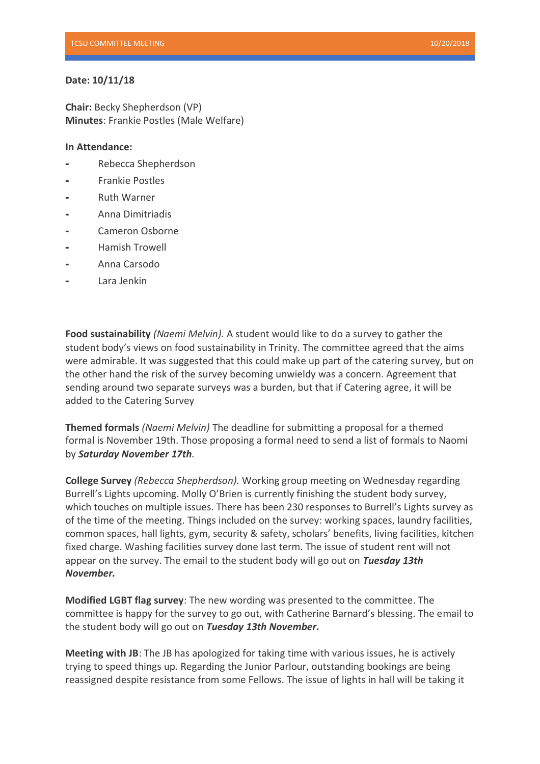**Date: 10/11/18**

**Chair:** Becky Shepherdson (VP)
**Minutes**: Frankie Postles (Male Welfare)

**In Attendance:**

- Rebecca Shepherdson
- Frankie Postles
- Ruth Warner
- Anna Dimitriadis
- Cameron Osborne
- Hamish Trowell
- Anna Carsodo
- Lara Jenkin

**Food sustainability** *(Naemi Melvin).* A student would like to do a survey to gather the student body's views on food sustainability in Trinity. The committee agreed that the aims were admirable. It was suggested that this could make up part of the catering survey, but on the other hand the risk of the survey becoming unwieldy was a concern. Agreement that sending around two separate surveys was a burden, but that if Catering agree, it will be added to the Catering Survey

**Themed formals** *(Naemi Melvin)* The deadline for submitting a proposal for a themed formal is November 19th. Those proposing a formal need to send a list of formals to Naomi by ***Saturday November 17th.***

**College Survey** *(Rebecca Shepherdson).* Working group meeting on Wednesday regarding Burrell's Lights upcoming. Molly O'Brien is currently finishing the student body survey, which touches on multiple issues. There has been 230 responses to Burrell's Lights survey as of the time of the meeting. Things included on the survey: working spaces, laundry facilities, common spaces, hall lights, gym, security & safety, scholars' benefits, living facilities, kitchen fixed charge. Washing facilities survey done last term. The issue of student rent will not appear on the survey. The email to the student body will go out on ***Tuesday 13th November.***

**Modified LGBT flag survey**: The new wording was presented to the committee. The committee is happy for the survey to go out, with Catherine Barnard's blessing. The email to the student body will go out on ***Tuesday 13th November.***

**Meeting with JB**: The JB has apologized for taking time with various issues, he is actively trying to speed things up. Regarding the Junior Parlour, outstanding bookings are being reassigned despite resistance from some Fellows. The issue of lights in hall will be taking it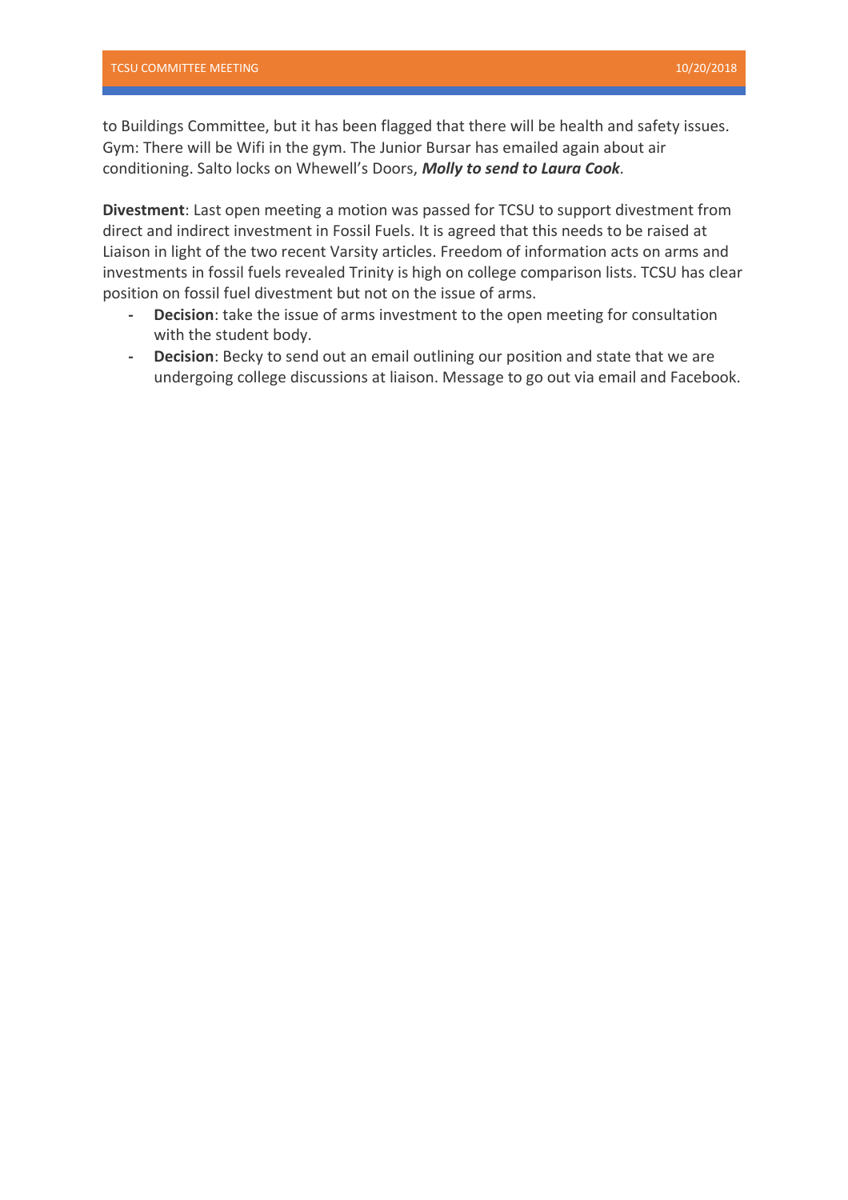to Buildings Committee, but it has been flagged that there will be health and safety issues. Gym: There will be Wifi in the gym. The Junior Bursar has emailed again about air conditioning. Salto locks on Whewell's Doors, ***Molly to send to Laura Cook***.

**Divestment**: Last open meeting a motion was passed for TCSU to support divestment from direct and indirect investment in Fossil Fuels. It is agreed that this needs to be raised at Liaison in light of the two recent Varsity articles. Freedom of information acts on arms and investments in fossil fuels revealed Trinity is high on college comparison lists. TCSU has clear position on fossil fuel divestment but not on the issue of arms.

- **Decision**: take the issue of arms investment to the open meeting for consultation with the student body.
- **Decision**: Becky to send out an email outlining our position and state that we are undergoing college discussions at liaison. Message to go out via email and Facebook.